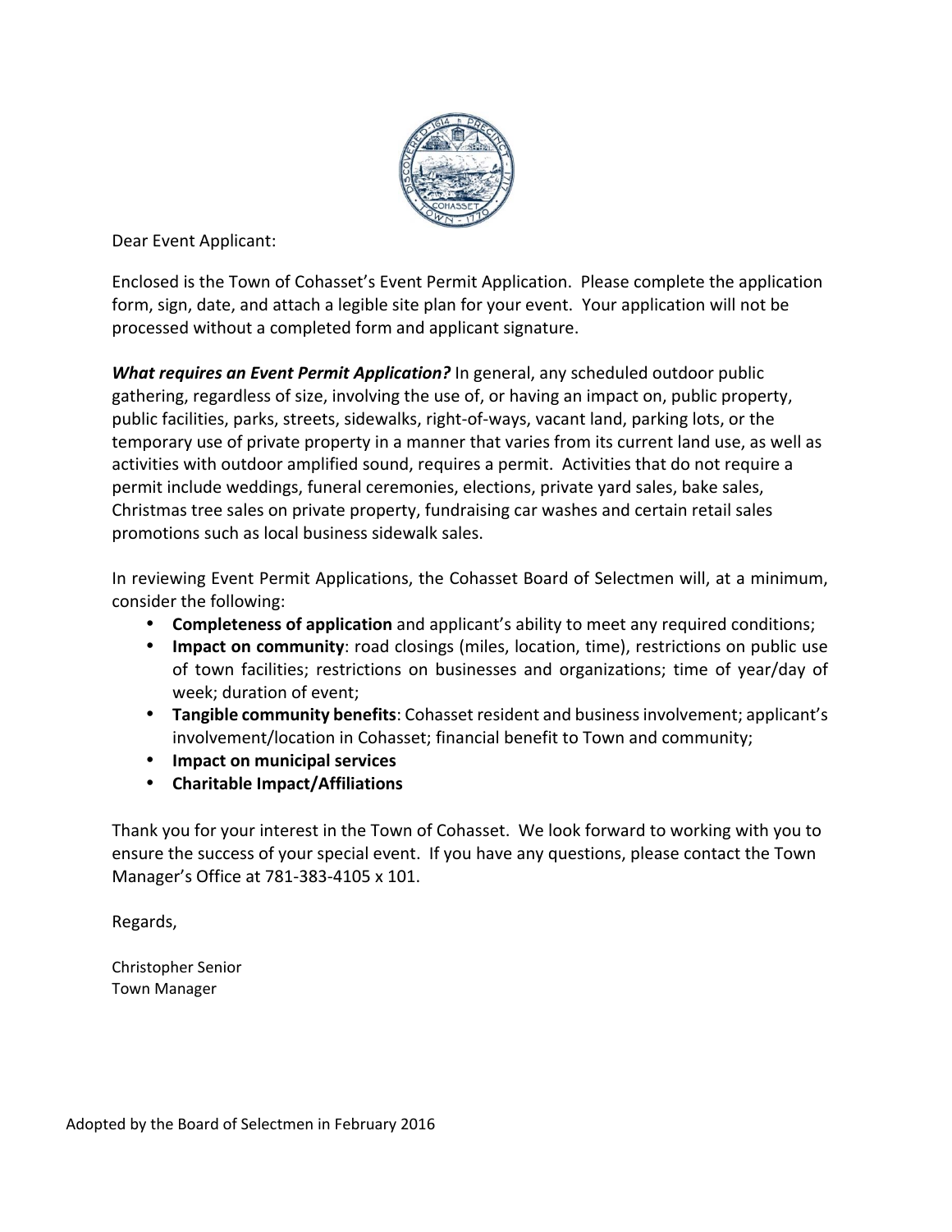Dear Event Applicant:

Enclosed is the Town of Cohasset's Event Permit Application. Please complete the application form, sign, date, and attach a legible site plan for your event. Your application will not be processed without a completed form and applicant signature.

***What requires an Event Permit Application?*** In general, any scheduled outdoor public gathering, regardless of size, involving the use of, or having an impact on, public property, public facilities, parks, streets, sidewalks, right-of-ways, vacant land, parking lots, or the temporary use of private property in a manner that varies from its current land use, as well as activities with outdoor amplified sound, requires a permit. Activities that do not require a permit include weddings, funeral ceremonies, elections, private yard sales, bake sales, Christmas tree sales on private property, fundraising car washes and certain retail sales promotions such as local business sidewalk sales.

In reviewing Event Permit Applications, the Cohasset Board of Selectmen will, at a minimum, consider the following:

- **Completeness of application** and applicant's ability to meet any required conditions;
- **Impact on community**: road closings (miles, location, time), restrictions on public use of town facilities; restrictions on businesses and organizations; time of year/day of week; duration of event;
- **Tangible community benefits**: Cohasset resident and business involvement; applicant's involvement/location in Cohasset; financial benefit to Town and community;
- **Impact on municipal services**
- **Charitable Impact/Affiliations**

Thank you for your interest in the Town of Cohasset. We look forward to working with you to ensure the success of your special event. If you have any questions, please contact the Town Manager's Office at 781-383-4105 x 101.

Regards,

Christopher Senior
Town Manager

Adopted by the Board of Selectmen in February 2016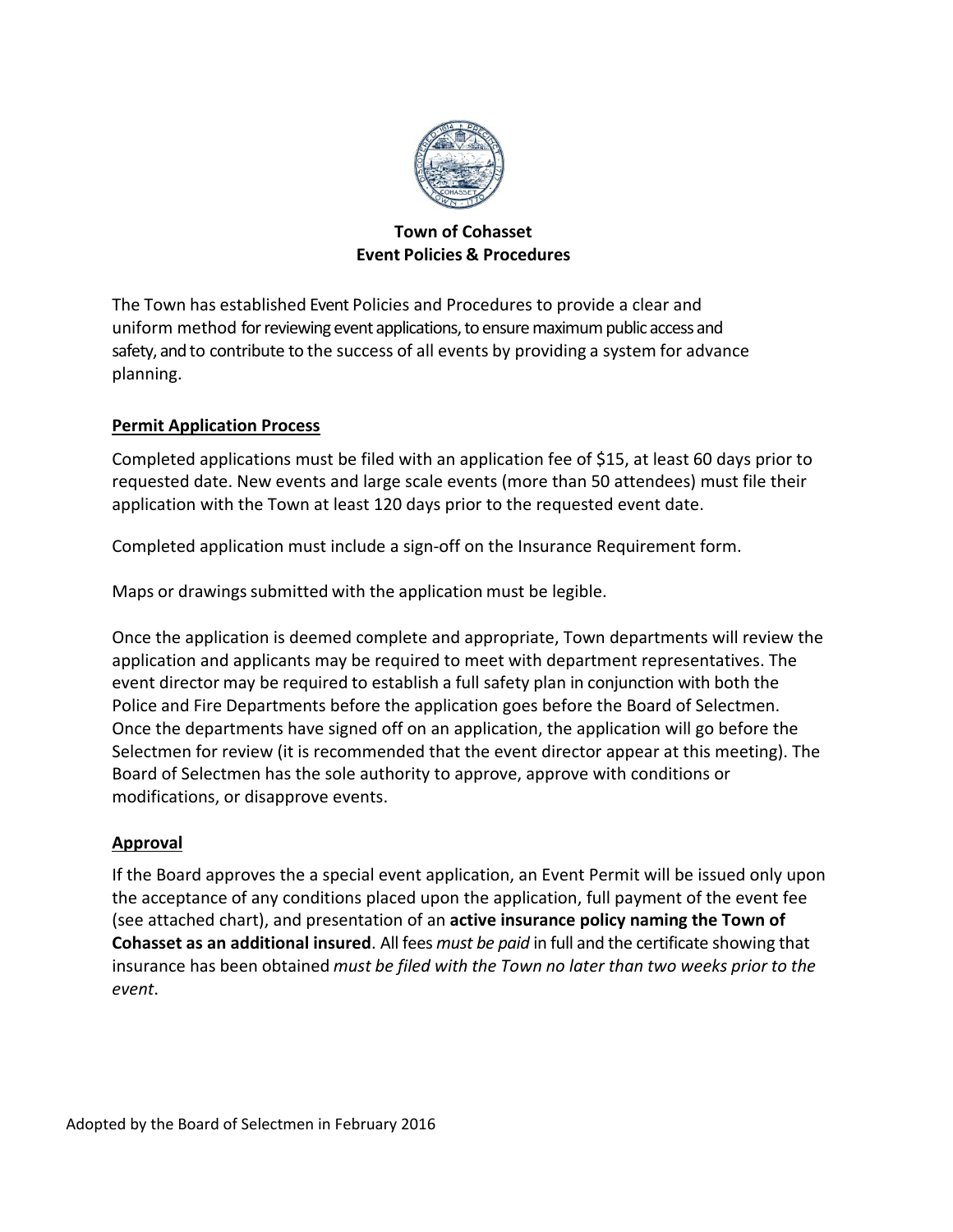# Town of Cohasset
## Event Policies & Procedures

The Town has established Event Policies and Procedures to provide a clear and uniform method for reviewing event applications, to ensure maximum public access and safety, and to contribute to the success of all events by providing a system for advance planning.

### Permit Application Process

Completed applications must be filed with an application fee of $15, at least 60 days prior to requested date. New events and large scale events (more than 50 attendees) must file their application with the Town at least 120 days prior to the requested event date.

Completed application must include a sign-off on the Insurance Requirement form.

Maps or drawings submitted with the application must be legible.

Once the application is deemed complete and appropriate, Town departments will review the application and applicants may be required to meet with department representatives. The event director may be required to establish a full safety plan in conjunction with both the Police and Fire Departments before the application goes before the Board of Selectmen. Once the departments have signed off on an application, the application will go before the Selectmen for review (it is recommended that the event director appear at this meeting). The Board of Selectmen has the sole authority to approve, approve with conditions or modifications, or disapprove events.

### Approval

If the Board approves the a special event application, an Event Permit will be issued only upon the acceptance of any conditions placed upon the application, full payment of the event fee (see attached chart), and presentation of an **active insurance policy naming the Town of Cohasset as an additional insured**. All fees *must be paid* in full and the certificate showing that insurance has been obtained *must be filed with the Town no later than two weeks prior to the event*.

Adopted by the Board of Selectmen in February 2016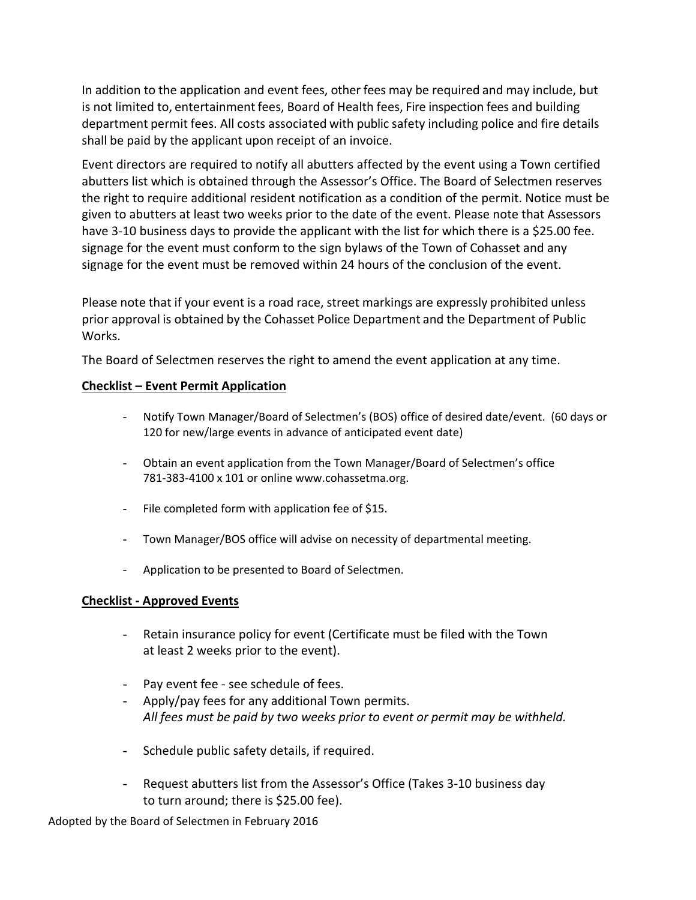In addition to the application and event fees, other fees may be required and may include, but is not limited to, entertainment fees, Board of Health fees, Fire inspection fees and building department permit fees. All costs associated with public safety including police and fire details shall be paid by the applicant upon receipt of an invoice.

Event directors are required to notify all abutters affected by the event using a Town certified abutters list which is obtained through the Assessor's Office. The Board of Selectmen reserves the right to require additional resident notification as a condition of the permit. Notice must be given to abutters at least two weeks prior to the date of the event. Please note that Assessors have 3-10 business days to provide the applicant with the list for which there is a $25.00 fee. signage for the event must conform to the sign bylaws of the Town of Cohasset and any signage for the event must be removed within 24 hours of the conclusion of the event.

Please note that if your event is a road race, street markings are expressly prohibited unless prior approval is obtained by the Cohasset Police Department and the Department of Public Works.

The Board of Selectmen reserves the right to amend the event application at any time.

**Checklist – Event Permit Application**

- Notify Town Manager/Board of Selectmen's (BOS) office of desired date/event. (60 days or 120 for new/large events in advance of anticipated event date)

- Obtain an event application from the Town Manager/Board of Selectmen's office 781-383-4100 x 101 or online www.cohassetma.org.

- File completed form with application fee of $15.

- Town Manager/BOS office will advise on necessity of departmental meeting.

- Application to be presented to Board of Selectmen.

**Checklist - Approved Events**

- Retain insurance policy for event (Certificate must be filed with the Town at least 2 weeks prior to the event).

- Pay event fee - see schedule of fees.
- Apply/pay fees for any additional Town permits.
  *All fees must be paid by two weeks prior to event or permit may be withheld.*

- Schedule public safety details, if required.

- Request abutters list from the Assessor's Office (Takes 3-10 business day to turn around; there is $25.00 fee).

Adopted by the Board of Selectmen in February 2016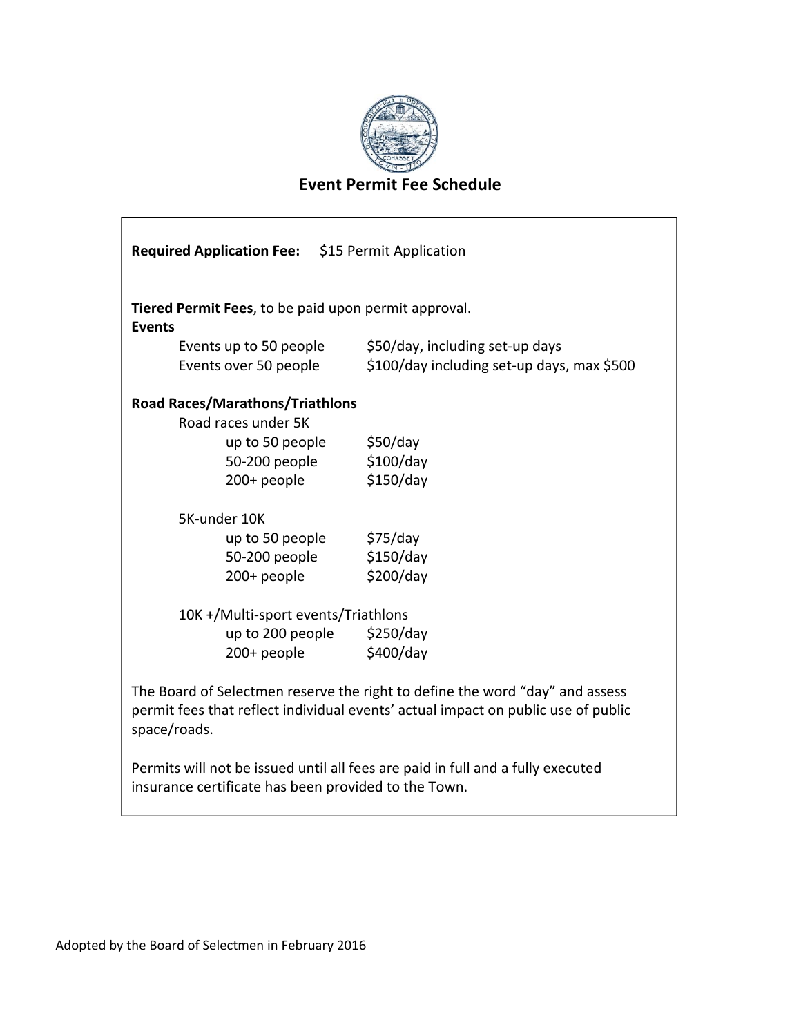# Event Permit Fee Schedule

**Required Application Fee:** $15 Permit Application

**Tiered Permit Fees**, to be paid upon permit approval.

**Events**

| | |
|---|---|
| Events up to 50 people | $50/day, including set-up days |
| Events over 50 people | $100/day including set-up days, max $500 |

**Road Races/Marathons/Triathlons**

Road races under 5K

| | |
|---|---|
| up to 50 people | $50/day |
| 50-200 people | $100/day |
| 200+ people | $150/day |

5K-under 10K

| | |
|---|---|
| up to 50 people | $75/day |
| 50-200 people | $150/day |
| 200+ people | $200/day |

10K +/Multi-sport events/Triathlons

| | |
|---|---|
| up to 200 people | $250/day |
| 200+ people | $400/day |

The Board of Selectmen reserve the right to define the word "day" and assess permit fees that reflect individual events' actual impact on public use of public space/roads.

Permits will not be issued until all fees are paid in full and a fully executed insurance certificate has been provided to the Town.

Adopted by the Board of Selectmen in February 2016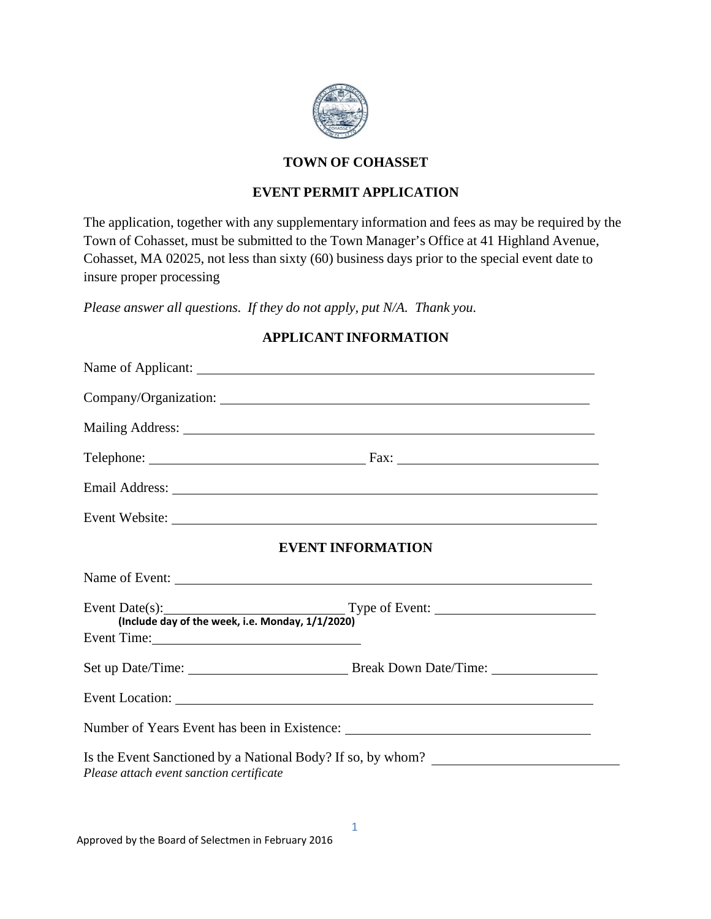# TOWN OF COHASSET

## EVENT PERMIT APPLICATION

The application, together with any supplementary information and fees as may be required by the Town of Cohasset, must be submitted to the Town Manager's Office at 41 Highland Avenue, Cohasset, MA 02025, not less than sixty (60) business days prior to the special event date to insure proper processing

*Please answer all questions. If they do not apply, put N/A. Thank you.*

## APPLICANT INFORMATION

Name of Applicant: ______________________________

Company/Organization: ______________________________

Mailing Address: ______________________________

Telephone: ______________________________ Fax: ______________________________

Email Address: ______________________________

Event Website: ______________________________

## EVENT INFORMATION

Name of Event: ______________________________

Event Date(s): ______________________________ Type of Event: ______________________________
**(Include day of the week, i.e. Monday, 1/1/2020)**

Event Time: ______________________________

Set up Date/Time: ______________________________ Break Down Date/Time: ______________________________

Event Location: ______________________________

Number of Years Event has been in Existence: ______________________________

Is the Event Sanctioned by a National Body? If so, by whom? ______________________________
*Please attach event sanction certificate*

Approved by the Board of Selectmen in February 2016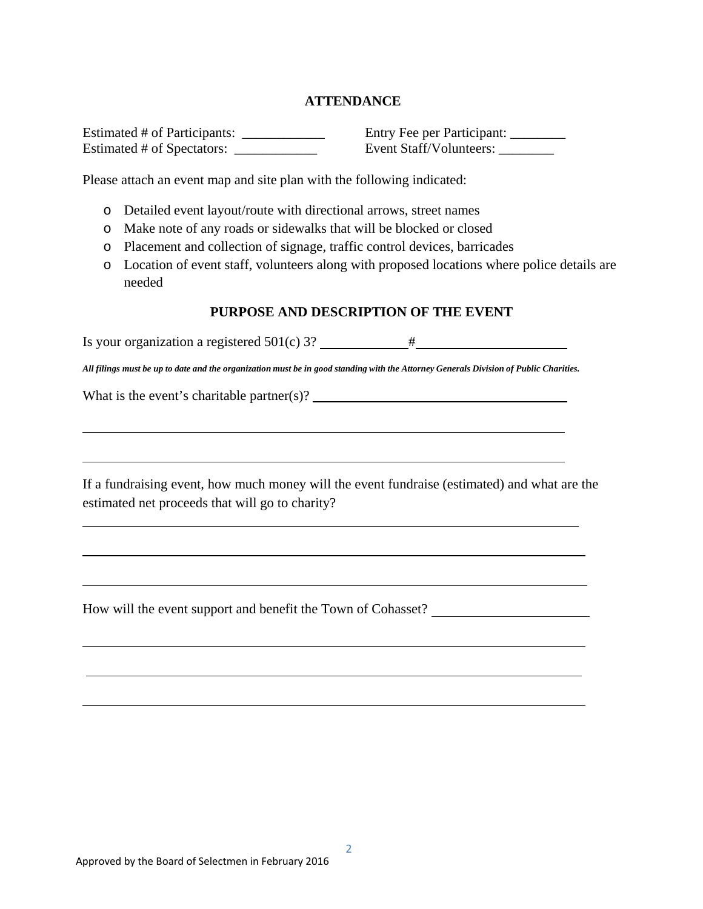## ATTENDANCE

Estimated # of Participants: ____________ Entry Fee per Participant: ________

Estimated # of Spectators: ____________ Event Staff/Volunteers: ________

Please attach an event map and site plan with the following indicated:

- Detailed event layout/route with directional arrows, street names
- Make note of any roads or sidewalks that will be blocked or closed
- Placement and collection of signage, traffic control devices, barricades
- Location of event staff, volunteers along with proposed locations where police details are needed

## PURPOSE AND DESCRIPTION OF THE EVENT

Is your organization a registered 501(c) 3? ____________ #______________________

***All filings must be up to date and the organization must be in good standing with the Attorney Generals Division of Public Charities.***

What is the event's charitable partner(s)? ____________________________________

____________________________________________________________________________

____________________________________________________________________________

If a fundraising event, how much money will the event fundraise (estimated) and what are the estimated net proceeds that will go to charity?

____________________________________________________________________________

____________________________________________________________________________

____________________________________________________________________________

How will the event support and benefit the Town of Cohasset? ______________________

____________________________________________________________________________

____________________________________________________________________________

____________________________________________________________________________

Approved by the Board of Selectmen in February 2016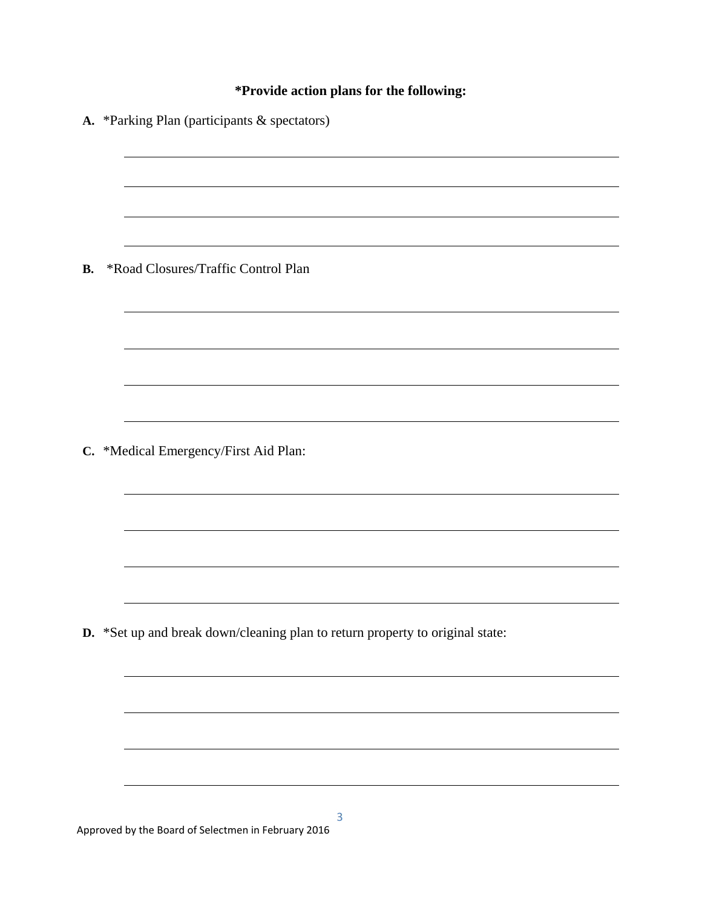**\*Provide action plans for the following:**

**A.** \*Parking Plan (participants & spectators)

\_\_\_\_\_\_\_\_\_\_\_\_\_\_\_\_\_\_\_\_\_\_\_\_\_\_\_\_\_\_\_\_\_\_\_\_\_\_\_\_\_\_\_\_\_\_\_\_\_\_\_\_\_\_\_\_\_\_\_\_

\_\_\_\_\_\_\_\_\_\_\_\_\_\_\_\_\_\_\_\_\_\_\_\_\_\_\_\_\_\_\_\_\_\_\_\_\_\_\_\_\_\_\_\_\_\_\_\_\_\_\_\_\_\_\_\_\_\_\_\_

\_\_\_\_\_\_\_\_\_\_\_\_\_\_\_\_\_\_\_\_\_\_\_\_\_\_\_\_\_\_\_\_\_\_\_\_\_\_\_\_\_\_\_\_\_\_\_\_\_\_\_\_\_\_\_\_\_\_\_\_

\_\_\_\_\_\_\_\_\_\_\_\_\_\_\_\_\_\_\_\_\_\_\_\_\_\_\_\_\_\_\_\_\_\_\_\_\_\_\_\_\_\_\_\_\_\_\_\_\_\_\_\_\_\_\_\_\_\_\_\_

**B.** \*Road Closures/Traffic Control Plan

\_\_\_\_\_\_\_\_\_\_\_\_\_\_\_\_\_\_\_\_\_\_\_\_\_\_\_\_\_\_\_\_\_\_\_\_\_\_\_\_\_\_\_\_\_\_\_\_\_\_\_\_\_\_\_\_\_\_\_\_

\_\_\_\_\_\_\_\_\_\_\_\_\_\_\_\_\_\_\_\_\_\_\_\_\_\_\_\_\_\_\_\_\_\_\_\_\_\_\_\_\_\_\_\_\_\_\_\_\_\_\_\_\_\_\_\_\_\_\_\_

\_\_\_\_\_\_\_\_\_\_\_\_\_\_\_\_\_\_\_\_\_\_\_\_\_\_\_\_\_\_\_\_\_\_\_\_\_\_\_\_\_\_\_\_\_\_\_\_\_\_\_\_\_\_\_\_\_\_\_\_

\_\_\_\_\_\_\_\_\_\_\_\_\_\_\_\_\_\_\_\_\_\_\_\_\_\_\_\_\_\_\_\_\_\_\_\_\_\_\_\_\_\_\_\_\_\_\_\_\_\_\_\_\_\_\_\_\_\_\_\_

**C.** \*Medical Emergency/First Aid Plan:

\_\_\_\_\_\_\_\_\_\_\_\_\_\_\_\_\_\_\_\_\_\_\_\_\_\_\_\_\_\_\_\_\_\_\_\_\_\_\_\_\_\_\_\_\_\_\_\_\_\_\_\_\_\_\_\_\_\_\_\_

\_\_\_\_\_\_\_\_\_\_\_\_\_\_\_\_\_\_\_\_\_\_\_\_\_\_\_\_\_\_\_\_\_\_\_\_\_\_\_\_\_\_\_\_\_\_\_\_\_\_\_\_\_\_\_\_\_\_\_\_

\_\_\_\_\_\_\_\_\_\_\_\_\_\_\_\_\_\_\_\_\_\_\_\_\_\_\_\_\_\_\_\_\_\_\_\_\_\_\_\_\_\_\_\_\_\_\_\_\_\_\_\_\_\_\_\_\_\_\_\_

\_\_\_\_\_\_\_\_\_\_\_\_\_\_\_\_\_\_\_\_\_\_\_\_\_\_\_\_\_\_\_\_\_\_\_\_\_\_\_\_\_\_\_\_\_\_\_\_\_\_\_\_\_\_\_\_\_\_\_\_

**D.** \*Set up and break down/cleaning plan to return property to original state:

\_\_\_\_\_\_\_\_\_\_\_\_\_\_\_\_\_\_\_\_\_\_\_\_\_\_\_\_\_\_\_\_\_\_\_\_\_\_\_\_\_\_\_\_\_\_\_\_\_\_\_\_\_\_\_\_\_\_\_\_

\_\_\_\_\_\_\_\_\_\_\_\_\_\_\_\_\_\_\_\_\_\_\_\_\_\_\_\_\_\_\_\_\_\_\_\_\_\_\_\_\_\_\_\_\_\_\_\_\_\_\_\_\_\_\_\_\_\_\_\_

\_\_\_\_\_\_\_\_\_\_\_\_\_\_\_\_\_\_\_\_\_\_\_\_\_\_\_\_\_\_\_\_\_\_\_\_\_\_\_\_\_\_\_\_\_\_\_\_\_\_\_\_\_\_\_\_\_\_\_\_

\_\_\_\_\_\_\_\_\_\_\_\_\_\_\_\_\_\_\_\_\_\_\_\_\_\_\_\_\_\_\_\_\_\_\_\_\_\_\_\_\_\_\_\_\_\_\_\_\_\_\_\_\_\_\_\_\_\_\_\_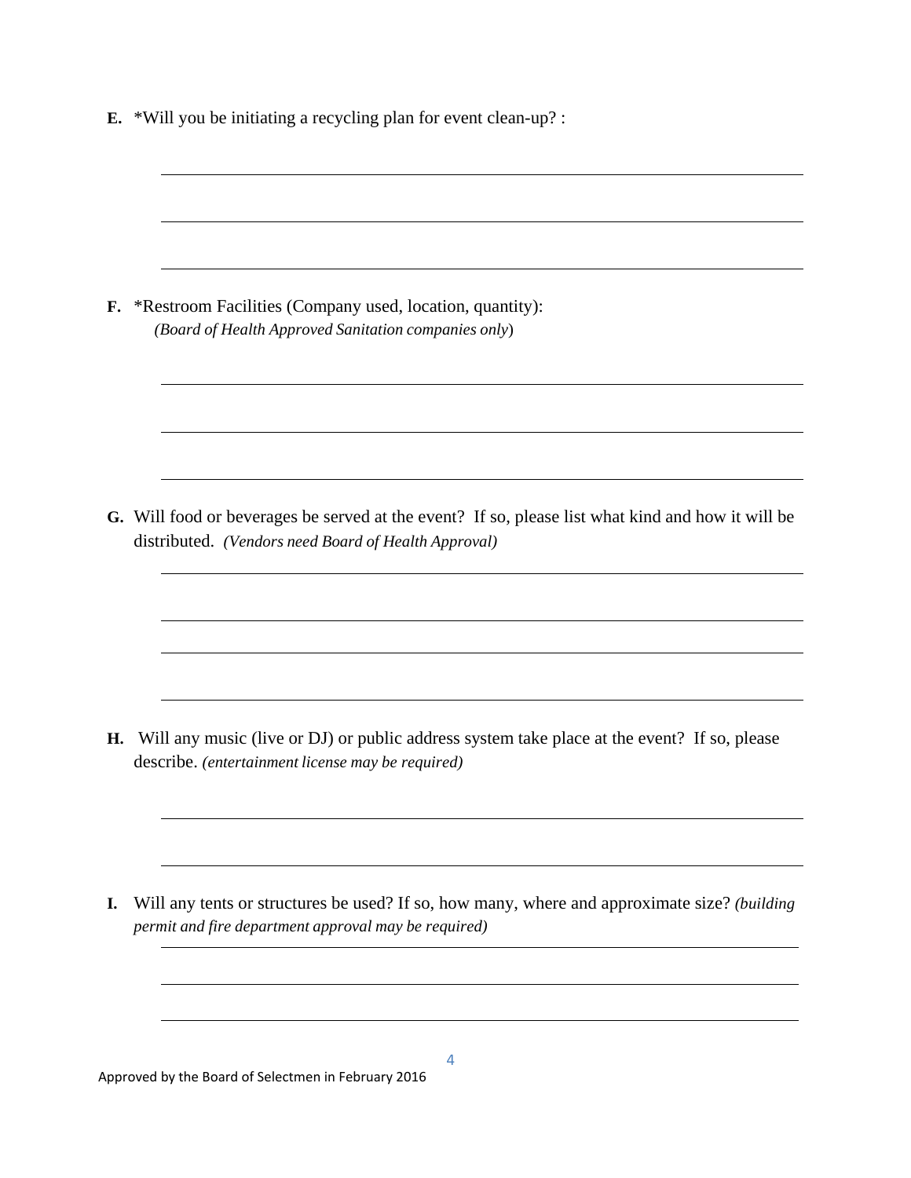**E.** *Will you be initiating a recycling plan for event clean-up? :

______________________________________________________________________

______________________________________________________________________

______________________________________________________________________

**F.** *Restroom Facilities (Company used, location, quantity):
*(Board of Health Approved Sanitation companies only)*

______________________________________________________________________

______________________________________________________________________

______________________________________________________________________

**G.** Will food or beverages be served at the event? If so, please list what kind and how it will be distributed. *(Vendors need Board of Health Approval)*

______________________________________________________________________

______________________________________________________________________

______________________________________________________________________

______________________________________________________________________

**H.** Will any music (live or DJ) or public address system take place at the event? If so, please describe. *(entertainment license may be required)*

______________________________________________________________________

______________________________________________________________________

**I.** Will any tents or structures be used? If so, how many, where and approximate size? *(building permit and fire department approval may be required)*

______________________________________________________________________

______________________________________________________________________

______________________________________________________________________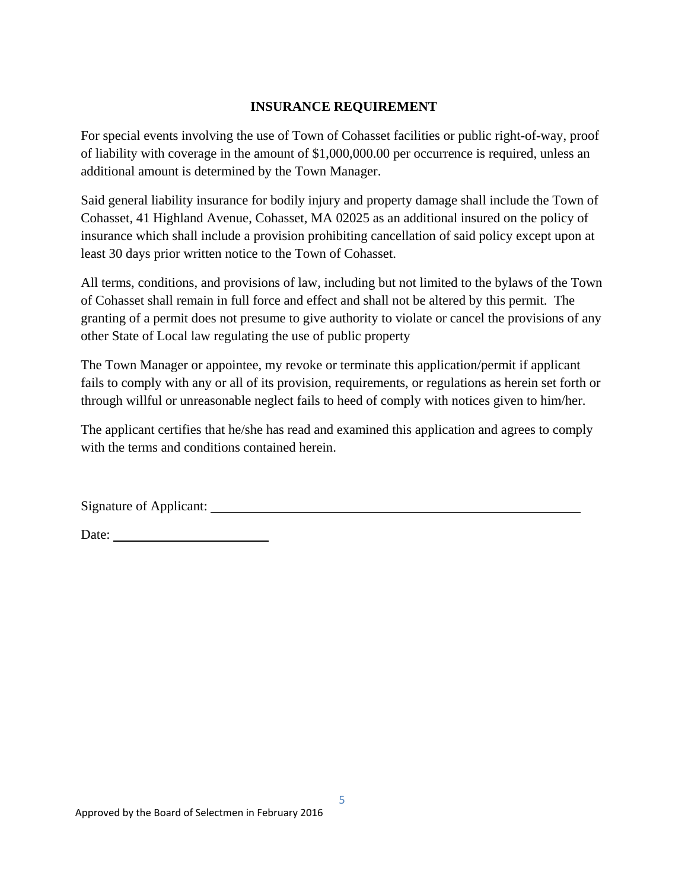## INSURANCE REQUIREMENT

For special events involving the use of Town of Cohasset facilities or public right-of-way, proof of liability with coverage in the amount of $1,000,000.00 per occurrence is required, unless an additional amount is determined by the Town Manager.

Said general liability insurance for bodily injury and property damage shall include the Town of Cohasset, 41 Highland Avenue, Cohasset, MA 02025 as an additional insured on the policy of insurance which shall include a provision prohibiting cancellation of said policy except upon at least 30 days prior written notice to the Town of Cohasset.

All terms, conditions, and provisions of law, including but not limited to the bylaws of the Town of Cohasset shall remain in full force and effect and shall not be altered by this permit. The granting of a permit does not presume to give authority to violate or cancel the provisions of any other State of Local law regulating the use of public property

The Town Manager or appointee, my revoke or terminate this application/permit if applicant fails to comply with any or all of its provision, requirements, or regulations as herein set forth or through willful or unreasonable neglect fails to heed of comply with notices given to him/her.

The applicant certifies that he/she has read and examined this application and agrees to comply with the terms and conditions contained herein.

Signature of Applicant: ______________________________________________

Date: ______________________

Approved by the Board of Selectmen in February 2016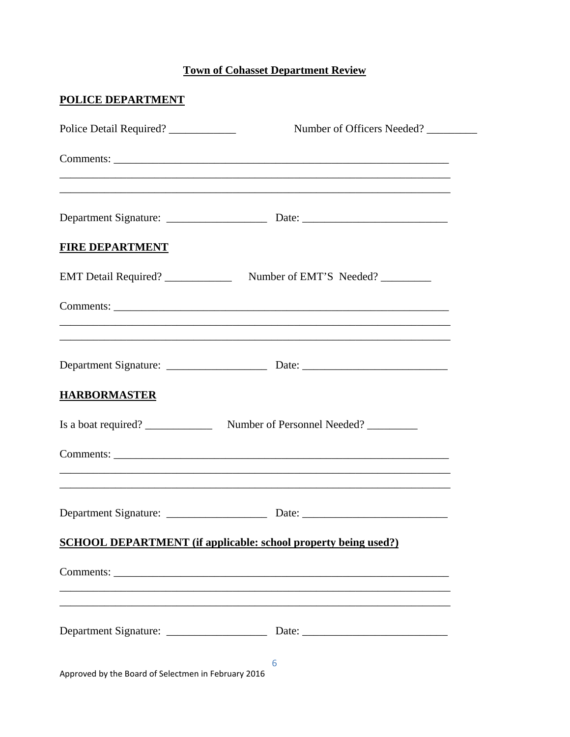**Town of Cohasset Department Review**

**POLICE DEPARTMENT**

Police Detail Required? ____________ Number of Officers Needed? _________

Comments: _______________________________________________________________
_________________________________________________________________________
_________________________________________________________________________

Department Signature: __________________ Date: __________________________

**FIRE DEPARTMENT**

EMT Detail Required? ____________ Number of EMT'S Needed? _________

Comments: _______________________________________________________________
_________________________________________________________________________
_________________________________________________________________________

Department Signature: __________________ Date: __________________________

**HARBORMASTER**

Is a boat required? ____________ Number of Personnel Needed? _________

Comments: _______________________________________________________________
_________________________________________________________________________
_________________________________________________________________________

Department Signature: __________________ Date: __________________________

**SCHOOL DEPARTMENT (if applicable: school property being used?)**

Comments: _______________________________________________________________
_________________________________________________________________________
_________________________________________________________________________

Department Signature: __________________ Date: __________________________

Approved by the Board of Selectmen in February 2016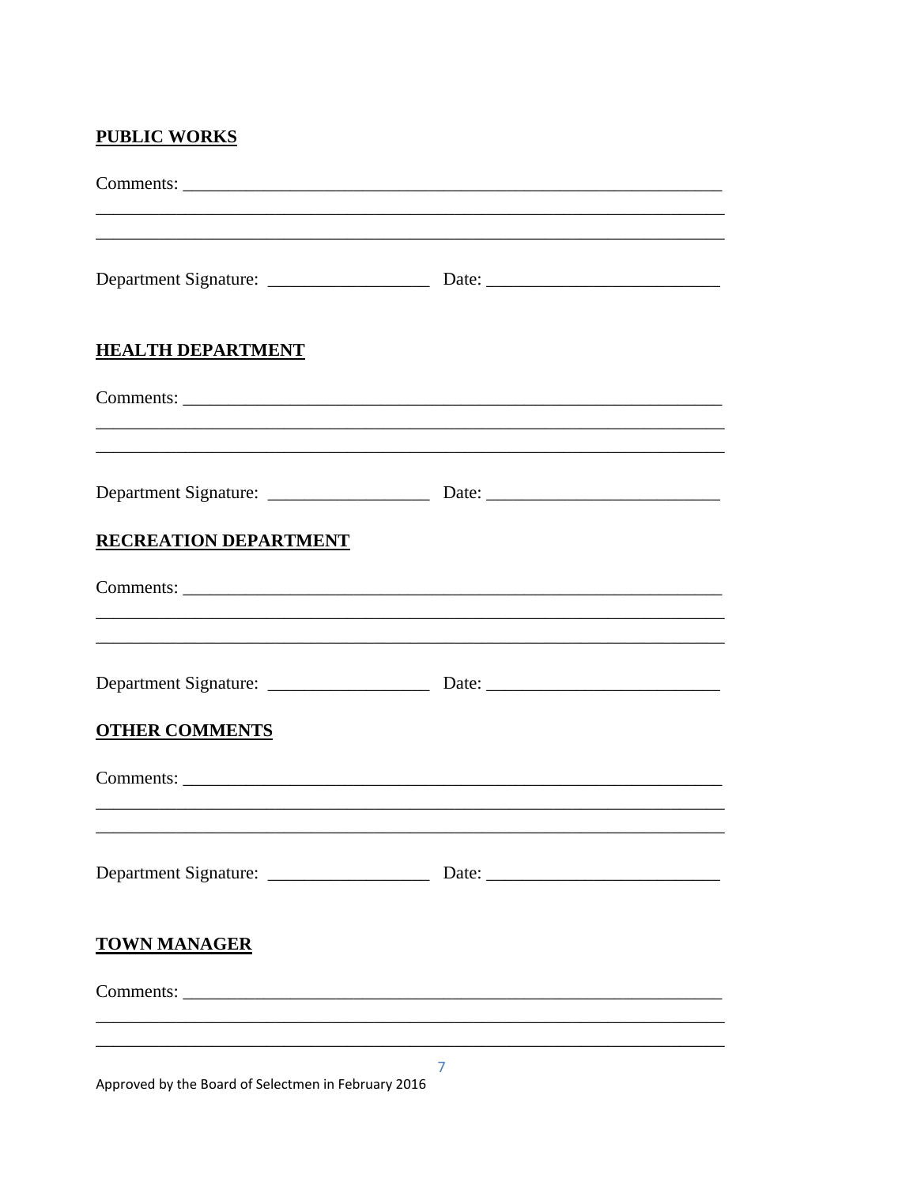**PUBLIC WORKS**

Comments: ___________________________________________________________

_____________________________________________________________________

_____________________________________________________________________

Department Signature: ___________________ Date: ___________________________

**HEALTH DEPARTMENT**

Comments: ___________________________________________________________

_____________________________________________________________________

_____________________________________________________________________

Department Signature: ___________________ Date: ___________________________

**RECREATION DEPARTMENT**

Comments: ___________________________________________________________

_____________________________________________________________________

_____________________________________________________________________

Department Signature: ___________________ Date: ___________________________

**OTHER COMMENTS**

Comments: ___________________________________________________________

_____________________________________________________________________

_____________________________________________________________________

Department Signature: ___________________ Date: ___________________________

**TOWN MANAGER**

Comments: ___________________________________________________________

_____________________________________________________________________

_____________________________________________________________________

Approved by the Board of Selectmen in February 2016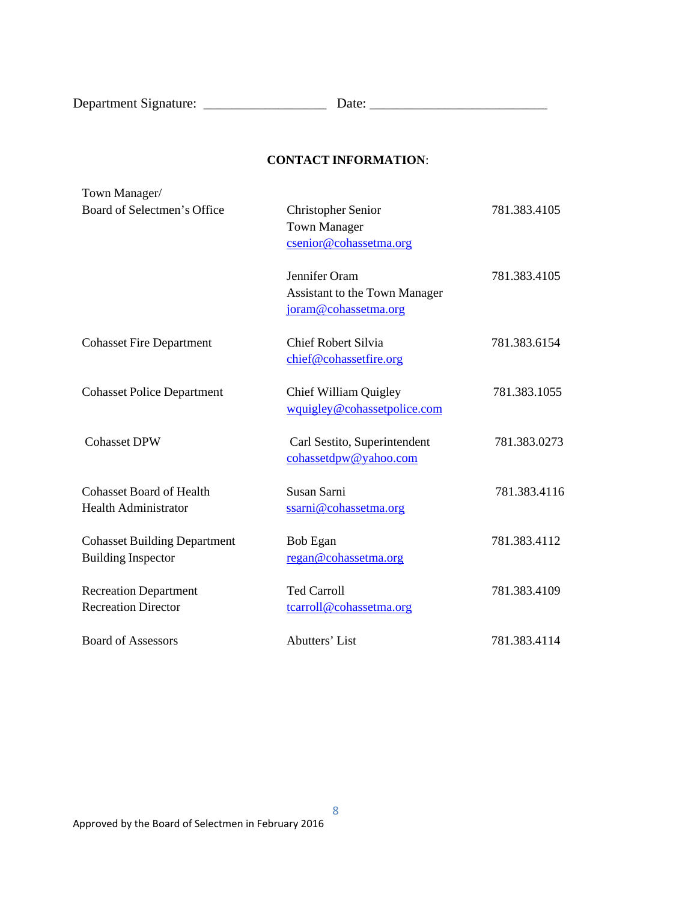Department Signature: ________________ Date: _______________________

**CONTACT INFORMATION**:

| | | |
|---|---|---|
| Town Manager/<br>Board of Selectmen's Office | Christopher Senior<br>Town Manager<br>csenior@cohassetma.org | 781.383.4105 |
| | Jennifer Oram<br>Assistant to the Town Manager<br>joram@cohassetma.org | 781.383.4105 |
| Cohasset Fire Department | Chief Robert Silvia<br>chief@cohassetfire.org | 781.383.6154 |
| Cohasset Police Department | Chief William Quigley<br>wquigley@cohassetpolice.com | 781.383.1055 |
| Cohasset DPW | Carl Sestito, Superintendent<br>cohassetdpw@yahoo.com | 781.383.0273 |
| Cohasset Board of Health<br>Health Administrator | Susan Sarni<br>ssarni@cohassetma.org | 781.383.4116 |
| Cohasset Building Department<br>Building Inspector | Bob Egan<br>regan@cohassetma.org | 781.383.4112 |
| Recreation Department<br>Recreation Director | Ted Carroll<br>tcarroll@cohassetma.org | 781.383.4109 |
| Board of Assessors | Abutters' List | 781.383.4114 |

Approved by the Board of Selectmen in February 2016